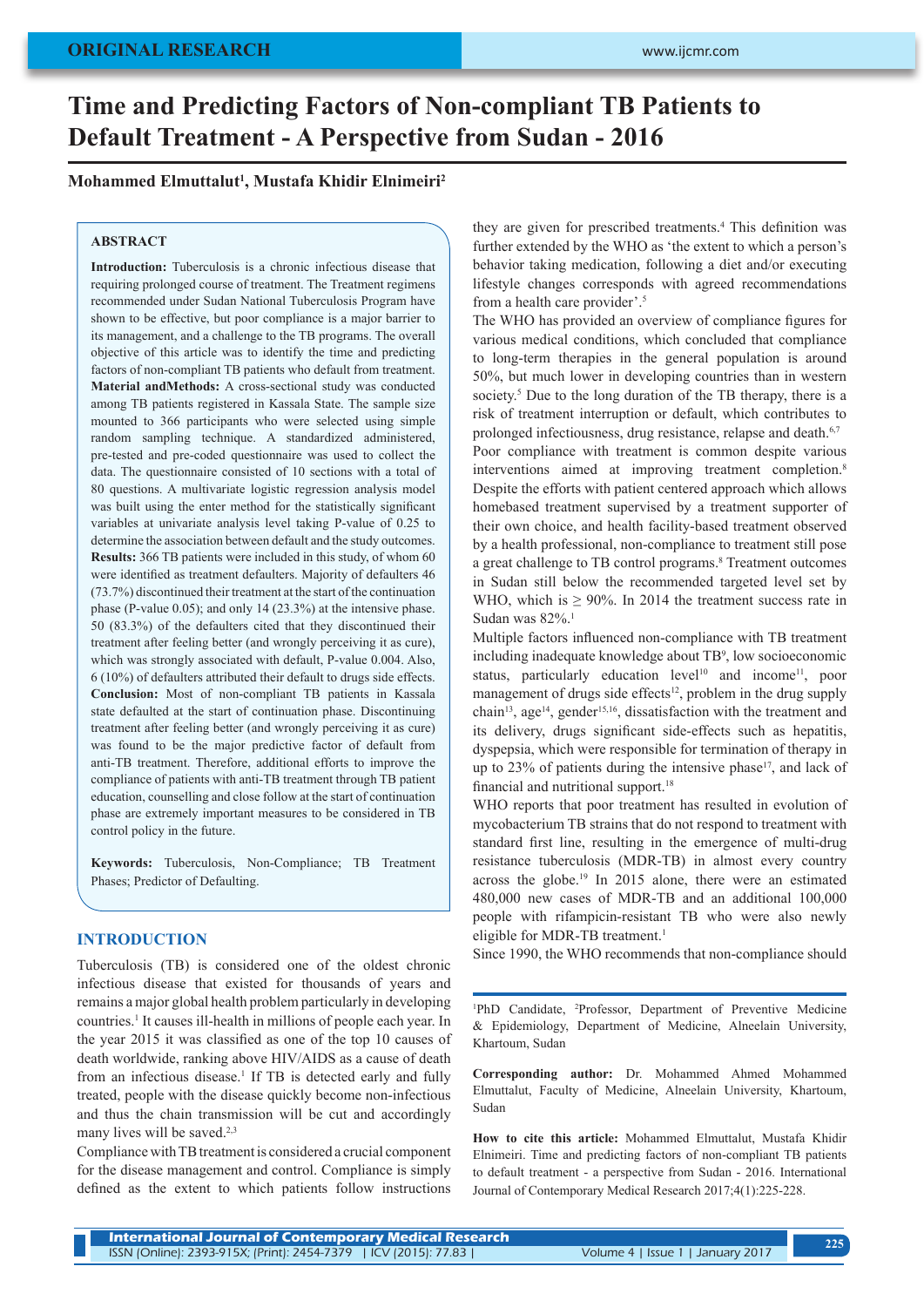ORIGINAL RESEARCH

# Time and Predicting Factors of Non-compliant TB Patients to Default Treatment - A Perspective from Sudan - 2016

**Mohammed Elmuttalut[1], Mustafa Khidir Elnimeiri[2]**

## ABSTRACT

**Introduction:** Tuberculosis is a chronic infectious disease that requiring prolonged course of treatment. The Treatment regimens recommended under Sudan National Tuberculosis Program have shown to be effective, but poor compliance is a major barrier to its management, and a challenge to the TB programs. The overall objective of this article was to identify the time and predicting factors of non-compliant TB patients who default from treatment.
**Material andMethods:** A cross-sectional study was conducted among TB patients registered in Kassala State. The sample size mounted to 366 participants who were selected using simple random sampling technique. A standardized administered, pre-tested and pre-coded questionnaire was used to collect the data. The questionnaire consisted of 10 sections with a total of 80 questions. A multivariate logistic regression analysis model was built using the enter method for the statistically significant variables at univariate analysis level taking P-value of 0.25 to determine the association between default and the study outcomes.
**Results:** 366 TB patients were included in this study, of whom 60 were identified as treatment defaulters. Majority of defaulters 46 (73.7%) discontinued their treatment at the start of the continuation phase (P-value 0.05); and only 14 (23.3%) at the intensive phase. 50 (83.3%) of the defaulters cited that they discontinued their treatment after feeling better (and wrongly perceiving it as cure), which was strongly associated with default, P-value 0.004. Also, 6 (10%) of defaulters attributed their default to drugs side effects.
**Conclusion:** Most of non-compliant TB patients in Kassala state defaulted at the start of continuation phase. Discontinuing treatment after feeling better (and wrongly perceiving it as cure) was found to be the major predictive factor of default from anti-TB treatment. Therefore, additional efforts to improve the compliance of patients with anti-TB treatment through TB patient education, counselling and close follow at the start of continuation phase are extremely important measures to be considered in TB control policy in the future.

**Keywords:** Tuberculosis, Non-Compliance; TB Treatment Phases; Predictor of Defaulting.

## INTRODUCTION

Tuberculosis (TB) is considered one of the oldest chronic infectious disease that existed for thousands of years and remains a major global health problem particularly in developing countries.[1] It causes ill-health in millions of people each year. In the year 2015 it was classified as one of the top 10 causes of death worldwide, ranking above HIV/AIDS as a cause of death from an infectious disease.[1] If TB is detected early and fully treated, people with the disease quickly become non-infectious and thus the chain transmission will be cut and accordingly many lives will be saved.[2,3]

Compliance with TB treatment is considered a crucial component for the disease management and control. Compliance is simply defined as the extent to which patients follow instructions they are given for prescribed treatments.[4] This definition was further extended by the WHO as 'the extent to which a person's behavior taking medication, following a diet and/or executing lifestyle changes corresponds with agreed recommendations from a health care provider'.[5]

The WHO has provided an overview of compliance figures for various medical conditions, which concluded that compliance to long-term therapies in the general population is around 50%, but much lower in developing countries than in western society.[5] Due to the long duration of the TB therapy, there is a risk of treatment interruption or default, which contributes to prolonged infectiousness, drug resistance, relapse and death.[6,7]

Poor compliance with treatment is common despite various interventions aimed at improving treatment completion.[8] Despite the efforts with patient centered approach which allows homebased treatment supervised by a treatment supporter of their own choice, and health facility-based treatment observed by a health professional, non-compliance to treatment still pose a great challenge to TB control programs.[8] Treatment outcomes in Sudan still below the recommended targeted level set by WHO, which is ≥ 90%. In 2014 the treatment success rate in Sudan was 82%.[1]

Multiple factors influenced non-compliance with TB treatment including inadequate knowledge about TB[9], low socioeconomic status, particularly education level[10] and income[11], poor management of drugs side effects[12], problem in the drug supply chain[13], age[14], gender[15,16], dissatisfaction with the treatment and its delivery, drugs significant side-effects such as hepatitis, dyspepsia, which were responsible for termination of therapy in up to 23% of patients during the intensive phase[17], and lack of financial and nutritional support.[18]

WHO reports that poor treatment has resulted in evolution of mycobacterium TB strains that do not respond to treatment with standard first line, resulting in the emergence of multi-drug resistance tuberculosis (MDR-TB) in almost every country across the globe.[19] In 2015 alone, there were an estimated 480,000 new cases of MDR-TB and an additional 100,000 people with rifampicin-resistant TB who were also newly eligible for MDR-TB treatment.[1]

Since 1990, the WHO recommends that non-compliance should

---

[1]PhD Candidate, [2]Professor, Department of Preventive Medicine & Epidemiology, Department of Medicine, Alneelain University, Khartoum, Sudan

**Corresponding author:** Dr. Mohammed Ahmed Mohammed Elmuttalut, Faculty of Medicine, Alneelain University, Khartoum, Sudan

**How to cite this article:** Mohammed Elmuttalut, Mustafa Khidir Elnimeiri. Time and predicting factors of non-compliant TB patients to default treatment - a perspective from Sudan - 2016. International Journal of Contemporary Medical Research 2017;4(1):225-228.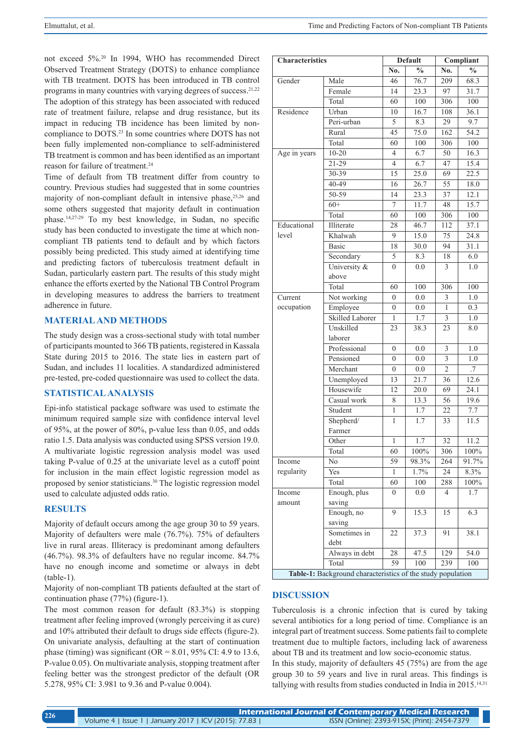not exceed 5%.[20] In 1994, WHO has recommended Direct Observed Treatment Strategy (DOTS) to enhance compliance with TB treatment. DOTS has been introduced in TB control programs in many countries with varying degrees of success.[21,22] The adoption of this strategy has been associated with reduced rate of treatment failure, relapse and drug resistance, but its impact in reducing TB incidence has been limited by non-compliance to DOTS.[23] In some countries where DOTS has not been fully implemented non-compliance to self-administered TB treatment is common and has been identified as an important reason for failure of treatment.[24]

Time of default from TB treatment differ from country to country. Previous studies had suggested that in some countries majority of non-compliant default in intensive phase,[25,26] and some others suggested that majority default in continuation phase.[14,27-29] To my best knowledge, in Sudan, no specific study has been conducted to investigate the time at which non-compliant TB patients tend to default and by which factors possibly being predicted. This study aimed at identifying time and predicting factors of tuberculosis treatment default in Sudan, particularly eastern part. The results of this study might enhance the efforts exerted by the National TB Control Program in developing measures to address the barriers to treatment adherence in future.

## MATERIAL AND METHODS

The study design was a cross-sectional study with total number of participants mounted to 366 TB patients, registered in Kassala State during 2015 to 2016. The state lies in eastern part of Sudan, and includes 11 localities. A standardized administered pre-tested, pre-coded questionnaire was used to collect the data.

## STATISTICAL ANALYSIS

Epi-info statistical package software was used to estimate the minimum required sample size with confidence interval level of 95%, at the power of 80%, p-value less than 0.05, and odds ratio 1.5. Data analysis was conducted using SPSS version 19.0. A multivariate logistic regression analysis model was used taking P-value of 0.25 at the univariate level as a cutoff point for inclusion in the main effect logistic regression model as proposed by senior statisticians.[30] The logistic regression model used to calculate adjusted odds ratio.

## RESULTS

Majority of default occurs among the age group 30 to 59 years. Majority of defaulters were male (76.7%). 75% of defaulters live in rural areas. Illiteracy is predominant among defaulters (46.7%). 98.3% of defaulters have no regular income. 84.7% have no enough income and sometime or always in debt (table-1).

Majority of non-compliant TB patients defaulted at the start of continuation phase (77%) (figure-1).

The most common reason for default (83.3%) is stopping treatment after feeling improved (wrongly perceiving it as cure) and 10% attributed their default to drugs side effects (figure-2). On univariate analysis, defaulting at the start of continuation phase (timing) was significant (OR = 8.01, 95% CI: 4.9 to 13.6, P-value 0.05). On multivariate analysis, stopping treatment after feeling better was the strongest predictor of the default (OR 5.278, 95% CI: 3.981 to 9.36 and P-value 0.004).

| Characteristics | | Default | | Compliant | |
|---|---|---|---|---|---|
| | | No. | % | No. | % |
| Gender | Male | 46 | 76.7 | 209 | 68.3 |
| | Female | 14 | 23.3 | 97 | 31.7 |
| | Total | 60 | 100 | 306 | 100 |
| Residence | Urban | 10 | 16.7 | 108 | 36.1 |
| | Peri-urban | 5 | 8.3 | 29 | 9.7 |
| | Rural | 45 | 75.0 | 162 | 54.2 |
| | Total | 60 | 100 | 306 | 100 |
| Age in years | 10-20 | 4 | 6.7 | 50 | 16.3 |
| | 21-29 | 4 | 6.7 | 47 | 15.4 |
| | 30-39 | 15 | 25.0 | 69 | 22.5 |
| | 40-49 | 16 | 26.7 | 55 | 18.0 |
| | 50-59 | 14 | 23.3 | 37 | 12.1 |
| | 60+ | 7 | 11.7 | 48 | 15.7 |
| | Total | 60 | 100 | 306 | 100 |
| Educational level | Illiterate | 28 | 46.7 | 112 | 37.1 |
| | Khalwah | 9 | 15.0 | 75 | 24.8 |
| | Basic | 18 | 30.0 | 94 | 31.1 |
| | Secondary | 5 | 8.3 | 18 | 6.0 |
| | University & above | 0 | 0.0 | 3 | 1.0 |
| | Total | 60 | 100 | 306 | 100 |
| Current occupation | Not working | 0 | 0.0 | 3 | 1.0 |
| | Employee | 0 | 0.0 | 1 | 0.3 |
| | Skilled Laborer | 1 | 1.7 | 3 | 1.0 |
| | Unskilled laborer | 23 | 38.3 | 23 | 8.0 |
| | Professional | 0 | 0.0 | 3 | 1.0 |
| | Pensioned | 0 | 0.0 | 3 | 1.0 |
| | Merchant | 0 | 0.0 | 2 | .7 |
| | Unemployed | 13 | 21.7 | 36 | 12.6 |
| | Housewife | 12 | 20.0 | 69 | 24.1 |
| | Casual work | 8 | 13.3 | 56 | 19.6 |
| | Student | 1 | 1.7 | 22 | 7.7 |
| | Shepherd/ Farmer | 1 | 1.7 | 33 | 11.5 |
| | Other | 1 | 1.7 | 32 | 11.2 |
| | Total | 60 | 100% | 306 | 100% |
| Income regularity | No | 59 | 98.3% | 264 | 91.7% |
| | Yes | 1 | 1.7% | 24 | 8.3% |
| | Total | 60 | 100 | 288 | 100% |
| Income amount | Enough, plus saving | 0 | 0.0 | 4 | 1.7 |
| | Enough, no saving | 9 | 15.3 | 15 | 6.3 |
| | Sometimes in debt | 22 | 37.3 | 91 | 38.1 |
| | Always in debt | 28 | 47.5 | 129 | 54.0 |
| | Total | 59 | 100 | 239 | 100 |

**Table-1:** Background characteristics of the study population

## DISCUSSION

Tuberculosis is a chronic infection that is cured by taking several antibiotics for a long period of time. Compliance is an integral part of treatment success. Some patients fail to complete treatment due to multiple factors, including lack of awareness about TB and its treatment and low socio-economic status.

In this study, majority of defaulters 45 (75%) are from the age group 30 to 59 years and live in rural areas. This findings is tallying with results from studies conducted in India in 2015.[14,31]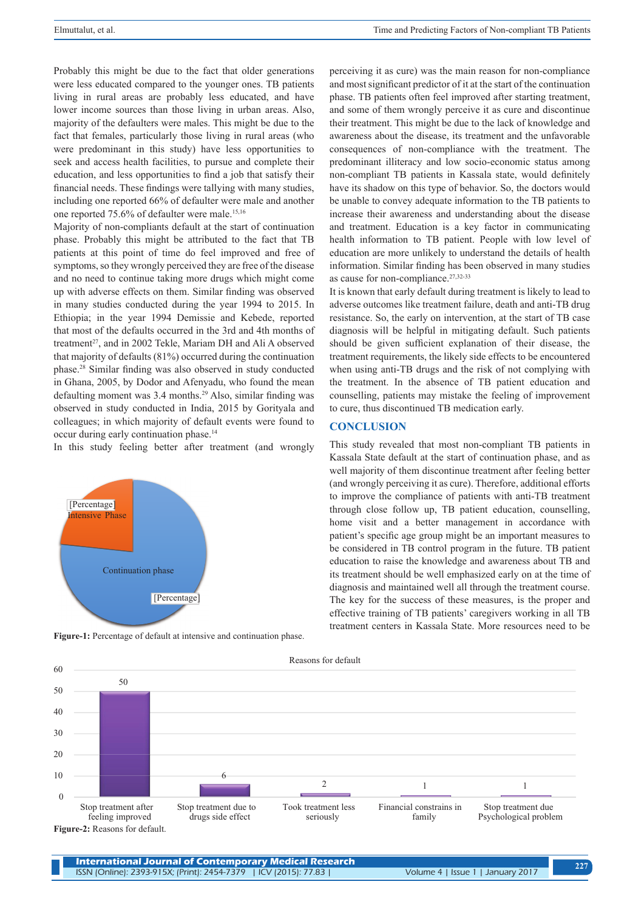Probably this might be due to the fact that older generations were less educated compared to the younger ones. TB patients living in rural areas are probably less educated, and have lower income sources than those living in urban areas. Also, majority of the defaulters were males. This might be due to the fact that females, particularly those living in rural areas (who were predominant in this study) have less opportunities to seek and access health facilities, to pursue and complete their education, and less opportunities to find a job that satisfy their financial needs. These findings were tallying with many studies, including one reported 66% of defaulter were male and another one reported 75.6% of defaulter were male.[15,16]

Majority of non-compliants default at the start of continuation phase. Probably this might be attributed to the fact that TB patients at this point of time do feel improved and free of symptoms, so they wrongly perceived they are free of the disease and no need to continue taking more drugs which might come up with adverse effects on them. Similar finding was observed in many studies conducted during the year 1994 to 2015. In Ethiopia; in the year 1994 Demissie and Kebede, reported that most of the defaults occurred in the 3rd and 4th months of treatment[27], and in 2002 Tekle, Mariam DH and Ali A observed that majority of defaults (81%) occurred during the continuation phase.[28] Similar finding was also observed in study conducted in Ghana, 2005, by Dodor and Afenyadu, who found the mean defaulting moment was 3.4 months.[29] Also, similar finding was observed in study conducted in India, 2015 by Gorityala and colleagues; in which majority of default events were found to occur during early continuation phase.[14]

In this study feeling better after treatment (and wrongly perceiving it as cure) was the main reason for non-compliance and most significant predictor of it at the start of the continuation phase. TB patients often feel improved after starting treatment, and some of them wrongly perceive it as cure and discontinue their treatment. This might be due to the lack of knowledge and awareness about the disease, its treatment and the unfavorable consequences of non-compliance with the treatment. The predominant illiteracy and low socio-economic status among non-compliant TB patients in Kassala state, would definitely have its shadow on this type of behavior. So, the doctors would be unable to convey adequate information to the TB patients to increase their awareness and understanding about the disease and treatment. Education is a key factor in communicating health information to TB patient. People with low level of education are more unlikely to understand the details of health information. Similar finding has been observed in many studies as cause for non-compliance.[27,32-33]

It is known that early default during treatment is likely to lead to adverse outcomes like treatment failure, death and anti-TB drug resistance. So, the early on intervention, at the start of TB case diagnosis will be helpful in mitigating default. Such patients should be given sufficient explanation of their disease, the treatment requirements, the likely side effects to be encountered when using anti-TB drugs and the risk of not complying with the treatment. In the absence of TB patient education and counselling, patients may mistake the feeling of improvement to cure, thus discontinued TB medication early.

**Figure-1:** Percentage of default at intensive and continuation phase.

## CONCLUSION

This study revealed that most non-compliant TB patients in Kassala State default at the start of continuation phase, and as well majority of them discontinue treatment after feeling better (and wrongly perceiving it as cure). Therefore, additional efforts to improve the compliance of patients with anti-TB treatment through close follow up, TB patient education, counselling, home visit and a better management in accordance with patient's specific age group might be an important measures to be considered in TB control program in the future. TB patient education to raise the knowledge and awareness about TB and its treatment should be well emphasized early on at the time of diagnosis and maintained well all through the treatment course. The key for the success of these measures, is the proper and effective training of TB patients' caregivers working in all TB treatment centers in Kassala State. More resources need to be

**Figure-2:** Reasons for default.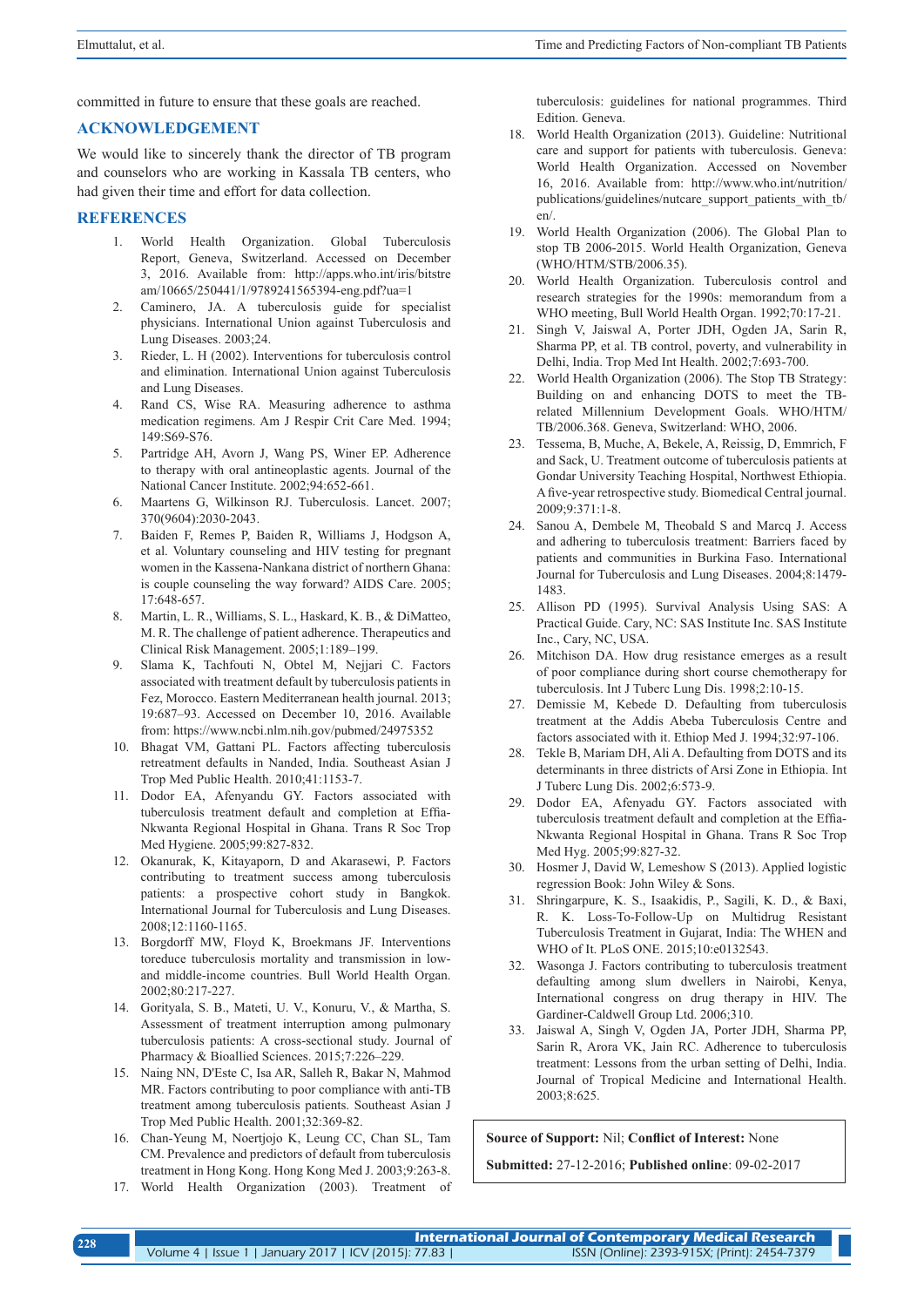committed in future to ensure that these goals are reached.

## ACKNOWLEDGEMENT

We would like to sincerely thank the director of TB program and counselors who are working in Kassala TB centers, who had given their time and effort for data collection.

## REFERENCES

1. World Health Organization. Global Tuberculosis Report, Geneva, Switzerland. Accessed on December 3, 2016. Available from: http://apps.who.int/iris/bitstream/10665/250441/1/9789241565394-eng.pdf?ua=1
2. Caminero, JA. A tuberculosis guide for specialist physicians. International Union against Tuberculosis and Lung Diseases. 2003;24.
3. Rieder, L. H (2002). Interventions for tuberculosis control and elimination. International Union against Tuberculosis and Lung Diseases.
4. Rand CS, Wise RA. Measuring adherence to asthma medication regimens. Am J Respir Crit Care Med. 1994; 149:S69-S76.
5. Partridge AH, Avorn J, Wang PS, Winer EP. Adherence to therapy with oral antineoplastic agents. Journal of the National Cancer Institute. 2002;94:652-661.
6. Maartens G, Wilkinson RJ. Tuberculosis. Lancet. 2007; 370(9604):2030-2043.
7. Baiden F, Remes P, Baiden R, Williams J, Hodgson A, et al. Voluntary counseling and HIV testing for pregnant women in the Kassena-Nankana district of northern Ghana: is couple counseling the way forward? AIDS Care. 2005; 17:648-657.
8. Martin, L. R., Williams, S. L., Haskard, K. B., & DiMatteo, M. R. The challenge of patient adherence. Therapeutics and Clinical Risk Management. 2005;1:189–199.
9. Slama K, Tachfouti N, Obtel M, Nejjari C. Factors associated with treatment default by tuberculosis patients in Fez, Morocco. Eastern Mediterranean health journal. 2013; 19:687–93. Accessed on December 10, 2016. Available from: https://www.ncbi.nlm.nih.gov/pubmed/24975352
10. Bhagat VM, Gattani PL. Factors affecting tuberculosis retreatment defaults in Nanded, India. Southeast Asian J Trop Med Public Health. 2010;41:1153-7.
11. Dodor EA, Afenyandu GY. Factors associated with tuberculosis treatment default and completion at Effia-Nkwanta Regional Hospital in Ghana. Trans R Soc Trop Med Hygiene. 2005;99:827-832.
12. Okanurak, K, Kitayaporn, D and Akarasewi, P. Factors contributing to treatment success among tuberculosis patients: a prospective cohort study in Bangkok. International Journal for Tuberculosis and Lung Diseases. 2008;12:1160-1165.
13. Borgdorff MW, Floyd K, Broekmans JF. Interventions toreduce tuberculosis mortality and transmission in low- and middle-income countries. Bull World Health Organ. 2002;80:217-227.
14. Gorityala, S. B., Mateti, U. V., Konuru, V., & Martha, S. Assessment of treatment interruption among pulmonary tuberculosis patients: A cross-sectional study. Journal of Pharmacy & Bioallied Sciences. 2015;7:226–229.
15. Naing NN, D'Este C, Isa AR, Salleh R, Bakar N, Mahmod MR. Factors contributing to poor compliance with anti-TB treatment among tuberculosis patients. Southeast Asian J Trop Med Public Health. 2001;32:369-82.
16. Chan-Yeung M, Noertjojo K, Leung CC, Chan SL, Tam CM. Prevalence and predictors of default from tuberculosis treatment in Hong Kong. Hong Kong Med J. 2003;9:263-8.
17. World Health Organization (2003). Treatment of tuberculosis: guidelines for national programmes. Third Edition. Geneva.
18. World Health Organization (2013). Guideline: Nutritional care and support for patients with tuberculosis. Geneva: World Health Organization. Accessed on November 16, 2016. Available from: http://www.who.int/nutrition/publications/guidelines/nutcare_support_patients_with_tb/en/.
19. World Health Organization (2006). The Global Plan to stop TB 2006-2015. World Health Organization, Geneva (WHO/HTM/STB/2006.35).
20. World Health Organization. Tuberculosis control and research strategies for the 1990s: memorandum from a WHO meeting, Bull World Health Organ. 1992;70:17-21.
21. Singh V, Jaiswal A, Porter JDH, Ogden JA, Sarin R, Sharma PP, et al. TB control, poverty, and vulnerability in Delhi, India. Trop Med Int Health. 2002;7:693-700.
22. World Health Organization (2006). The Stop TB Strategy: Building on and enhancing DOTS to meet the TB-related Millennium Development Goals. WHO/HTM/TB/2006.368. Geneva, Switzerland: WHO, 2006.
23. Tessema, B, Muche, A, Bekele, A, Reissig, D, Emmrich, F and Sack, U. Treatment outcome of tuberculosis patients at Gondar University Teaching Hospital, Northwest Ethiopia. A five-year retrospective study. Biomedical Central journal. 2009;9:371:1-8.
24. Sanou A, Dembele M, Theobald S and Marcq J. Access and adhering to tuberculosis treatment: Barriers faced by patients and communities in Burkina Faso. International Journal for Tuberculosis and Lung Diseases. 2004;8:1479-1483.
25. Allison PD (1995). Survival Analysis Using SAS: A Practical Guide. Cary, NC: SAS Institute Inc. SAS Institute Inc., Cary, NC, USA.
26. Mitchison DA. How drug resistance emerges as a result of poor compliance during short course chemotherapy for tuberculosis. Int J Tuberc Lung Dis. 1998;2:10-15.
27. Demissie M, Kebede D. Defaulting from tuberculosis treatment at the Addis Abeba Tuberculosis Centre and factors associated with it. Ethiop Med J. 1994;32:97-106.
28. Tekle B, Mariam DH, Ali A. Defaulting from DOTS and its determinants in three districts of Arsi Zone in Ethiopia. Int J Tuberc Lung Dis. 2002;6:573-9.
29. Dodor EA, Afenyadu GY. Factors associated with tuberculosis treatment default and completion at the Effia-Nkwanta Regional Hospital in Ghana. Trans R Soc Trop Med Hyg. 2005;99:827-32.
30. Hosmer J, David W, Lemeshow S (2013). Applied logistic regression Book: John Wiley & Sons.
31. Shringarpure, K. S., Isaakidis, P., Sagili, K. D., & Baxi, R. K. Loss-To-Follow-Up on Multidrug Resistant Tuberculosis Treatment in Gujarat, India: The WHEN and WHO of It. PLoS ONE. 2015;10:e0132543.
32. Wasonga J. Factors contributing to tuberculosis treatment defaulting among slum dwellers in Nairobi, Kenya, International congress on drug therapy in HIV. The Gardiner-Caldwell Group Ltd. 2006;310.
33. Jaiswal A, Singh V, Ogden JA, Porter JDH, Sharma PP, Sarin R, Arora VK, Jain RC. Adherence to tuberculosis treatment: Lessons from the urban setting of Delhi, India. Journal of Tropical Medicine and International Health. 2003;8:625.

**Source of Support:** Nil; **Conflict of Interest:** None

**Submitted:** 27-12-2016; **Published online**: 09-02-2017